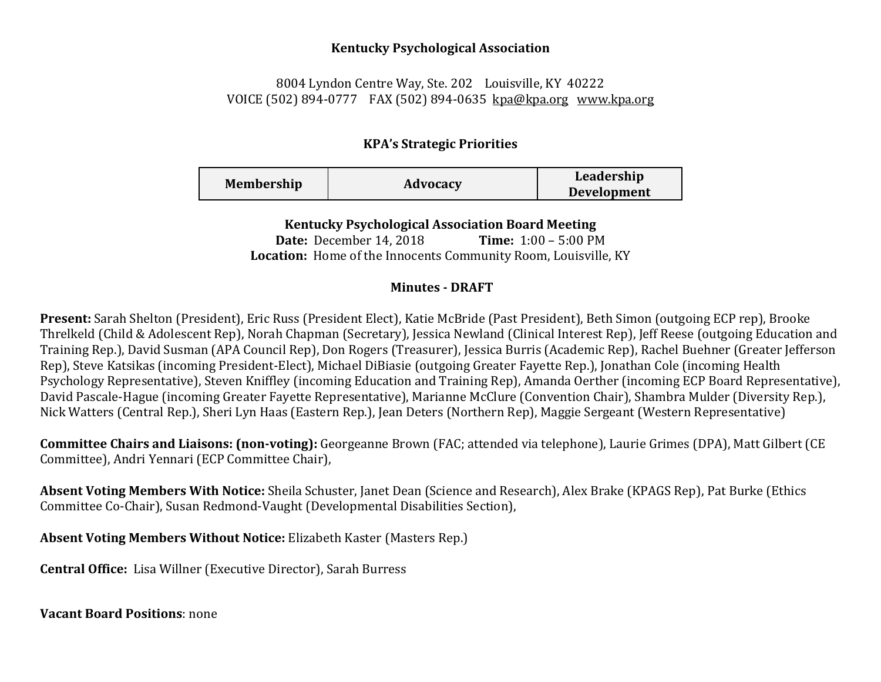**Kentucky Psychological Association**

8004 Lyndon Centre Way, Ste. 202 Louisville, KY 40222
VOICE (502) 894-0777 FAX (502) 894-0635 kpa@kpa.org www.kpa.org

## KPA's Strategic Priorities

| Membership | Advocacy | Leadership Development |
|---|---|---|

**Kentucky Psychological Association Board Meeting**
**Date:** December 14, 2018 **Time:** 1:00 – 5:00 PM
**Location:** Home of the Innocents Community Room, Louisville, KY

**Minutes - DRAFT**

**Present:** Sarah Shelton (President), Eric Russ (President Elect), Katie McBride (Past President), Beth Simon (outgoing ECP rep), Brooke Threlkeld (Child & Adolescent Rep), Norah Chapman (Secretary), Jessica Newland (Clinical Interest Rep), Jeff Reese (outgoing Education and Training Rep.), David Susman (APA Council Rep), Don Rogers (Treasurer), Jessica Burris (Academic Rep), Rachel Buehner (Greater Jefferson Rep), Steve Katsikas (incoming President-Elect), Michael DiBiasie (outgoing Greater Fayette Rep.), Jonathan Cole (incoming Health Psychology Representative), Steven Kniffley (incoming Education and Training Rep), Amanda Oerther (incoming ECP Board Representative), David Pascale-Hague (incoming Greater Fayette Representative), Marianne McClure (Convention Chair), Shambra Mulder (Diversity Rep.), Nick Watters (Central Rep.), Sheri Lyn Haas (Eastern Rep.), Jean Deters (Northern Rep), Maggie Sergeant (Western Representative)

**Committee Chairs and Liaisons: (non-voting):** Georgeanne Brown (FAC; attended via telephone), Laurie Grimes (DPA), Matt Gilbert (CE Committee), Andri Yennari (ECP Committee Chair),

**Absent Voting Members With Notice:** Sheila Schuster, Janet Dean (Science and Research), Alex Brake (KPAGS Rep), Pat Burke (Ethics Committee Co-Chair), Susan Redmond-Vaught (Developmental Disabilities Section),

**Absent Voting Members Without Notice:** Elizabeth Kaster (Masters Rep.)

**Central Office:** Lisa Willner (Executive Director), Sarah Burress

**Vacant Board Positions**: none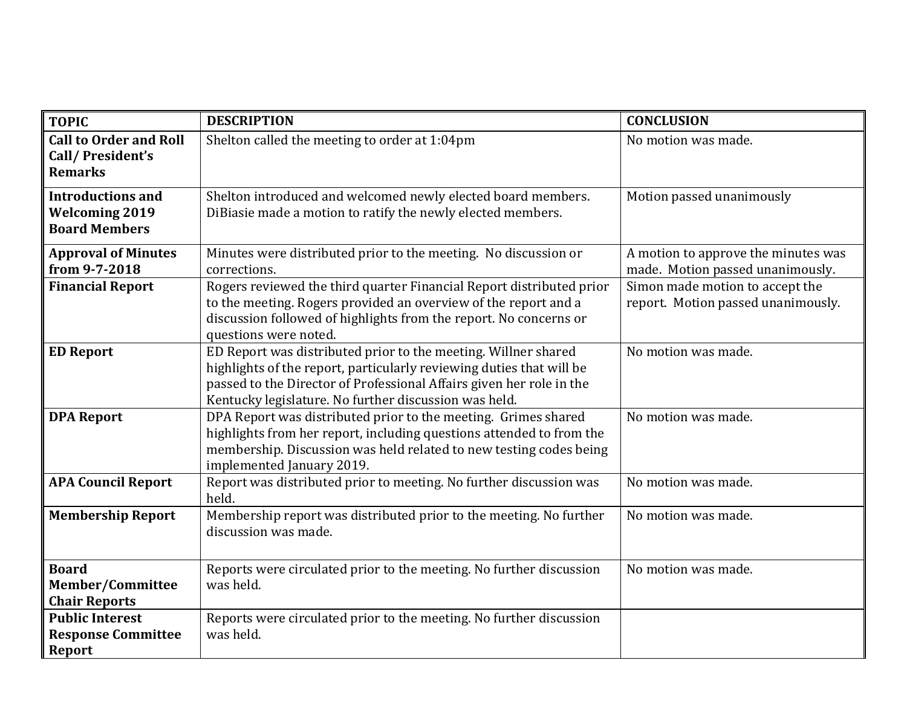| TOPIC | DESCRIPTION | CONCLUSION |
|---|---|---|
| **Call to Order and Roll Call/ President's Remarks** | Shelton called the meeting to order at 1:04pm | No motion was made. |
| **Introductions and Welcoming 2019 Board Members** | Shelton introduced and welcomed newly elected board members. DiBiasie made a motion to ratify the newly elected members. | Motion passed unanimously |
| **Approval of Minutes from 9-7-2018** | Minutes were distributed prior to the meeting. No discussion or corrections. | A motion to approve the minutes was made. Motion passed unanimously. |
| **Financial Report** | Rogers reviewed the third quarter Financial Report distributed prior to the meeting. Rogers provided an overview of the report and a discussion followed of highlights from the report. No concerns or questions were noted. | Simon made motion to accept the report. Motion passed unanimously. |
| **ED Report** | ED Report was distributed prior to the meeting. Willner shared highlights of the report, particularly reviewing duties that will be passed to the Director of Professional Affairs given her role in the Kentucky legislature. No further discussion was held. | No motion was made. |
| **DPA Report** | DPA Report was distributed prior to the meeting. Grimes shared highlights from her report, including questions attended to from the membership. Discussion was held related to new testing codes being implemented January 2019. | No motion was made. |
| **APA Council Report** | Report was distributed prior to meeting. No further discussion was held. | No motion was made. |
| **Membership Report** | Membership report was distributed prior to the meeting. No further discussion was made. | No motion was made. |
| **Board Member/Committee Chair Reports** | Reports were circulated prior to the meeting. No further discussion was held. | No motion was made. |
| **Public Interest Response Committee Report** | Reports were circulated prior to the meeting. No further discussion was held. | |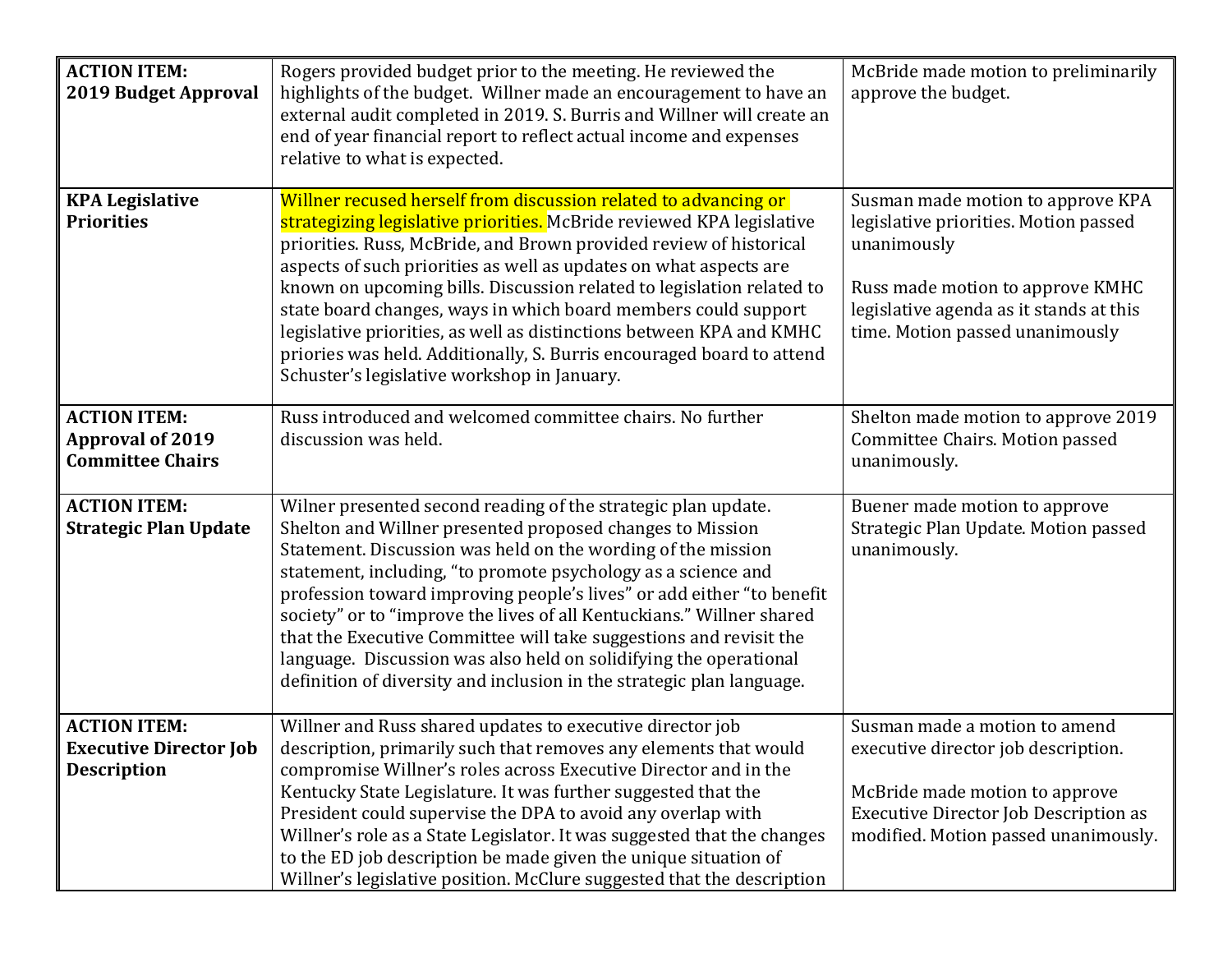| **ACTION ITEM: 2019 Budget Approval** | Rogers provided budget prior to the meeting. He reviewed the highlights of the budget. Willner made an encouragement to have an external audit completed in 2019. S. Burris and Willner will create an end of year financial report to reflect actual income and expenses relative to what is expected. | McBride made motion to preliminarily approve the budget. |
|---|---|---|
| **KPA Legislative Priorities** | Willner recused herself from discussion related to advancing or strategizing legislative priorities. McBride reviewed KPA legislative priorities. Russ, McBride, and Brown provided review of historical aspects of such priorities as well as updates on what aspects are known on upcoming bills. Discussion related to legislation related to state board changes, ways in which board members could support legislative priorities, as well as distinctions between KPA and KMHC priories was held. Additionally, S. Burris encouraged board to attend Schuster's legislative workshop in January. | Susman made motion to approve KPA legislative priorities. Motion passed unanimously<br><br>Russ made motion to approve KMHC legislative agenda as it stands at this time. Motion passed unanimously |
| **ACTION ITEM: Approval of 2019 Committee Chairs** | Russ introduced and welcomed committee chairs. No further discussion was held. | Shelton made motion to approve 2019 Committee Chairs. Motion passed unanimously. |
| **ACTION ITEM: Strategic Plan Update** | Wilner presented second reading of the strategic plan update. Shelton and Willner presented proposed changes to Mission Statement. Discussion was held on the wording of the mission statement, including, "to promote psychology as a science and profession toward improving people's lives" or add either "to benefit society" or to "improve the lives of all Kentuckians." Willner shared that the Executive Committee will take suggestions and revisit the language. Discussion was also held on solidifying the operational definition of diversity and inclusion in the strategic plan language. | Buener made motion to approve Strategic Plan Update. Motion passed unanimously. |
| **ACTION ITEM: Executive Director Job Description** | Willner and Russ shared updates to executive director job description, primarily such that removes any elements that would compromise Willner's roles across Executive Director and in the Kentucky State Legislature. It was further suggested that the President could supervise the DPA to avoid any overlap with Willner's role as a State Legislator. It was suggested that the changes to the ED job description be made given the unique situation of Willner's legislative position. McClure suggested that the description | Susman made a motion to amend executive director job description.<br><br>McBride made motion to approve Executive Director Job Description as modified. Motion passed unanimously. |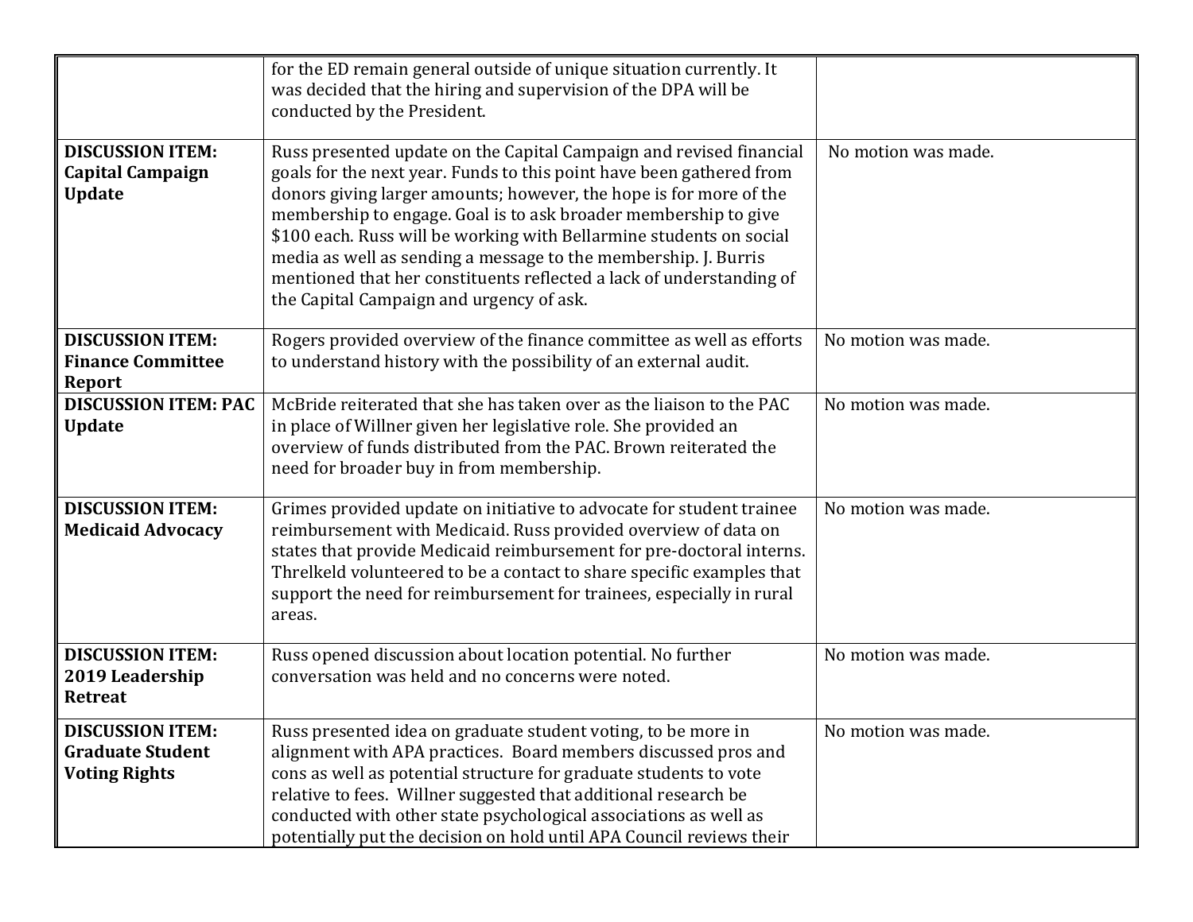|  |  |  |
|---|---|---|
|  | for the ED remain general outside of unique situation currently. It was decided that the hiring and supervision of the DPA will be conducted by the President. |  |
| **DISCUSSION ITEM: Capital Campaign Update** | Russ presented update on the Capital Campaign and revised financial goals for the next year. Funds to this point have been gathered from donors giving larger amounts; however, the hope is for more of the membership to engage. Goal is to ask broader membership to give $100 each. Russ will be working with Bellarmine students on social media as well as sending a message to the membership. J. Burris mentioned that her constituents reflected a lack of understanding of the Capital Campaign and urgency of ask. | No motion was made. |
| **DISCUSSION ITEM: Finance Committee Report** | Rogers provided overview of the finance committee as well as efforts to understand history with the possibility of an external audit. | No motion was made. |
| **DISCUSSION ITEM: PAC Update** | McBride reiterated that she has taken over as the liaison to the PAC in place of Willner given her legislative role. She provided an overview of funds distributed from the PAC. Brown reiterated the need for broader buy in from membership. | No motion was made. |
| **DISCUSSION ITEM: Medicaid Advocacy** | Grimes provided update on initiative to advocate for student trainee reimbursement with Medicaid. Russ provided overview of data on states that provide Medicaid reimbursement for pre-doctoral interns. Threlkeld volunteered to be a contact to share specific examples that support the need for reimbursement for trainees, especially in rural areas. | No motion was made. |
| **DISCUSSION ITEM: 2019 Leadership Retreat** | Russ opened discussion about location potential. No further conversation was held and no concerns were noted. | No motion was made. |
| **DISCUSSION ITEM: Graduate Student Voting Rights** | Russ presented idea on graduate student voting, to be more in alignment with APA practices. Board members discussed pros and cons as well as potential structure for graduate students to vote relative to fees. Willner suggested that additional research be conducted with other state psychological associations as well as potentially put the decision on hold until APA Council reviews their | No motion was made. |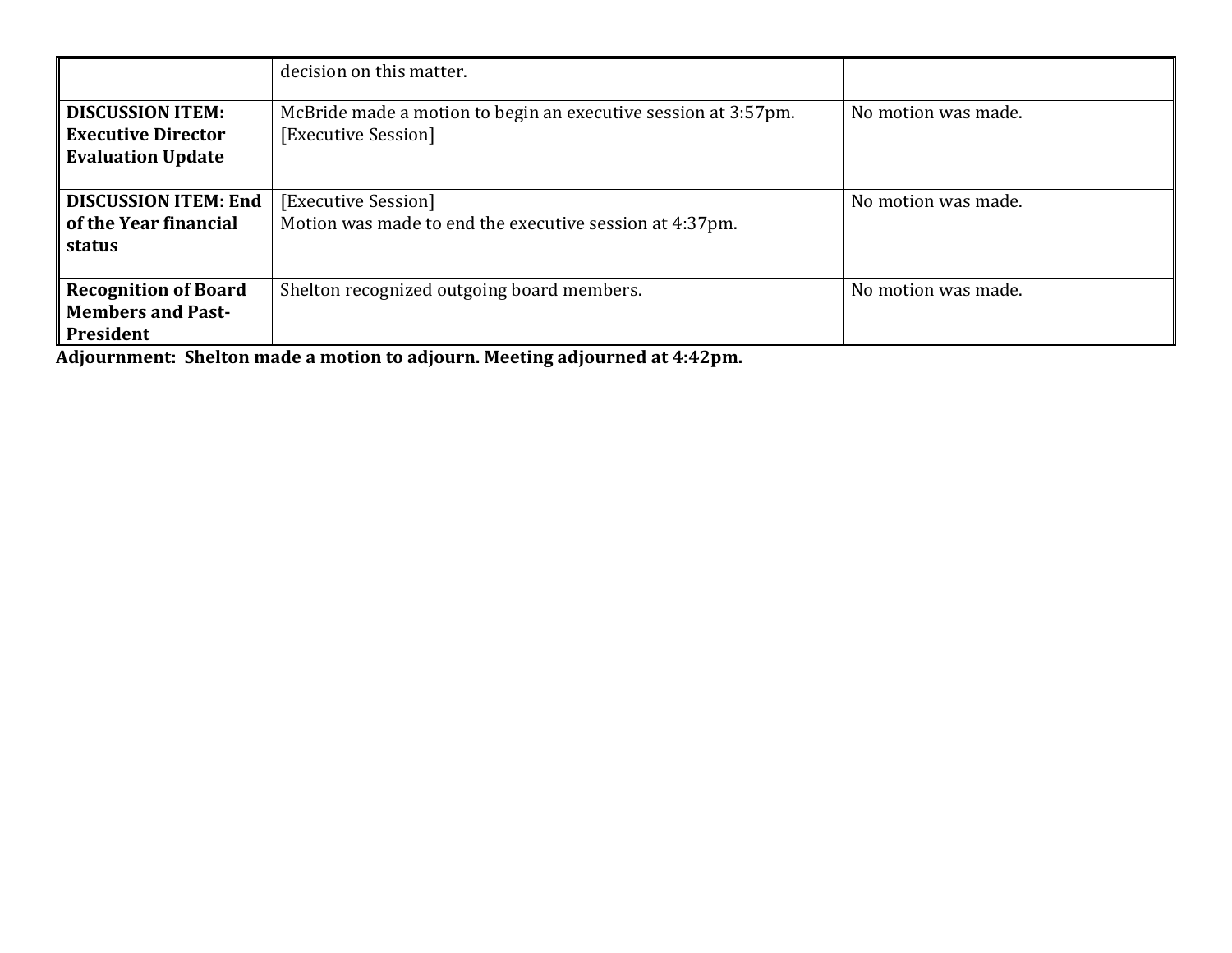| | | |
|---|---|---|
| | decision on this matter. | |
| **DISCUSSION ITEM: Executive Director Evaluation Update** | McBride made a motion to begin an executive session at 3:57pm. [Executive Session] | No motion was made. |
| **DISCUSSION ITEM: End of the Year financial status** | [Executive Session] Motion was made to end the executive session at 4:37pm. | No motion was made. |
| **Recognition of Board Members and Past-President** | Shelton recognized outgoing board members. | No motion was made. |

**Adjournment: Shelton made a motion to adjourn. Meeting adjourned at 4:42pm.**